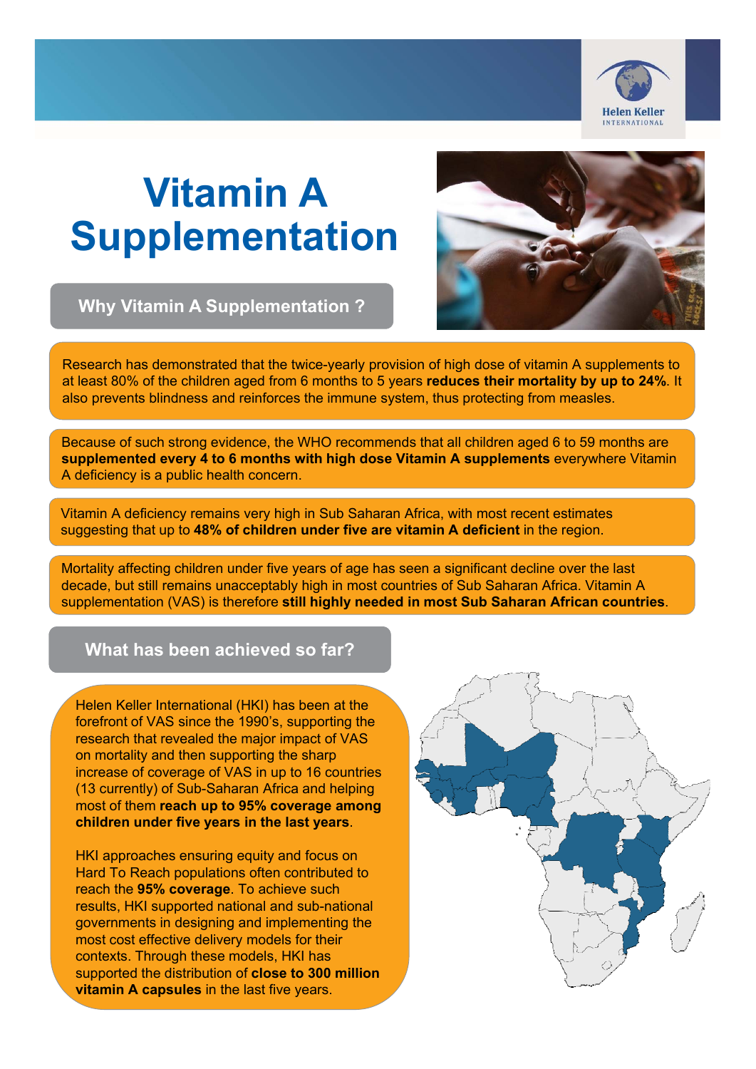# Vitamin A Supplementation

## Why Vitamin A Supplementation ?

Research has demonstrated that the twice-yearly provision of high dose of vitamin A supplements to at least 80% of the children aged from 6 months to 5 years **reduces their mortality by up to 24%**. It also prevents blindness and reinforces the immune system, thus protecting from measles.

Because of such strong evidence, the WHO recommends that all children aged 6 to 59 months are **supplemented every 4 to 6 months with high dose Vitamin A supplements** everywhere Vitamin A deficiency is a public health concern.

Vitamin A deficiency remains very high in Sub Saharan Africa, with most recent estimates suggesting that up to **48% of children under five are vitamin A deficient** in the region.

Mortality affecting children under five years of age has seen a significant decline over the last decade, but still remains unacceptably high in most countries of Sub Saharan Africa. Vitamin A supplementation (VAS) is therefore **still highly needed in most Sub Saharan African countries**.

## What has been achieved so far?

Helen Keller International (HKI) has been at the forefront of VAS since the 1990's, supporting the research that revealed the major impact of VAS on mortality and then supporting the sharp increase of coverage of VAS in up to 16 countries (13 currently) of Sub-Saharan Africa and helping most of them **reach up to 95% coverage among children under five years in the last years**.

HKI approaches ensuring equity and focus on Hard To Reach populations often contributed to reach the **95% coverage**. To achieve such results, HKI supported national and sub-national governments in designing and implementing the most cost effective delivery models for their contexts. Through these models, HKI has supported the distribution of **close to 300 million vitamin A capsules** in the last five years.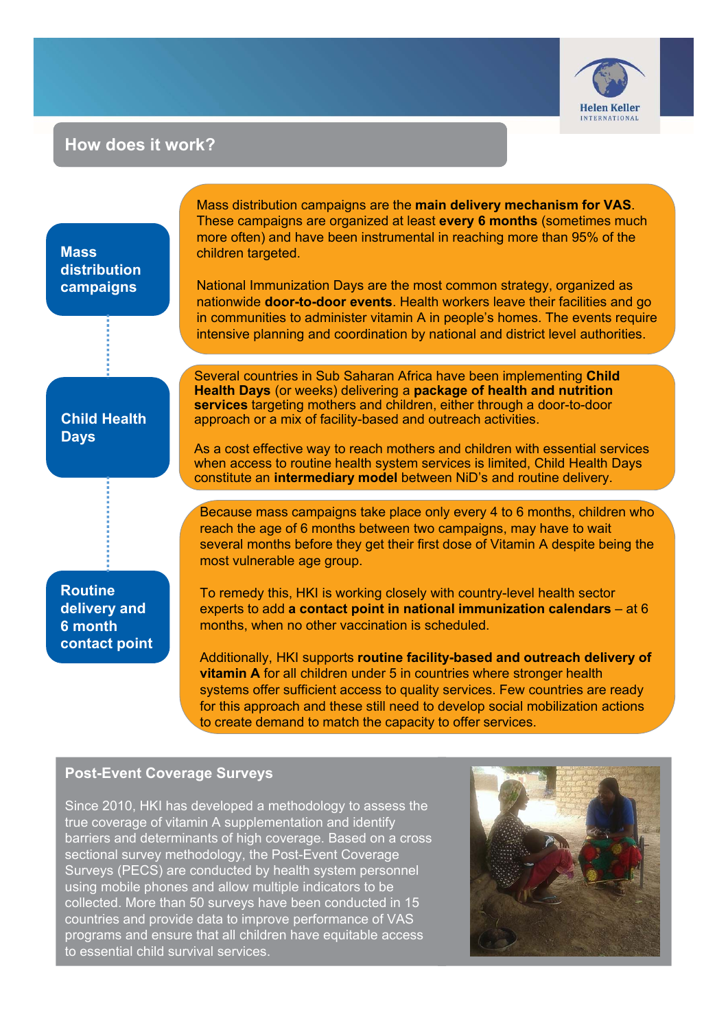## How does it work?

### Mass distribution campaigns

Mass distribution campaigns are the **main delivery mechanism for VAS**. These campaigns are organized at least **every 6 months** (sometimes much more often) and have been instrumental in reaching more than 95% of the children targeted.

National Immunization Days are the most common strategy, organized as nationwide **door-to-door events**. Health workers leave their facilities and go in communities to administer vitamin A in people's homes. The events require intensive planning and coordination by national and district level authorities.

### Child Health Days

Several countries in Sub Saharan Africa have been implementing **Child Health Days** (or weeks) delivering a **package of health and nutrition services** targeting mothers and children, either through a door-to-door approach or a mix of facility-based and outreach activities.

As a cost effective way to reach mothers and children with essential services when access to routine health system services is limited, Child Health Days constitute an **intermediary model** between NiD's and routine delivery.

### Routine delivery and 6 month contact point

Because mass campaigns take place only every 4 to 6 months, children who reach the age of 6 months between two campaigns, may have to wait several months before they get their first dose of Vitamin A despite being the most vulnerable age group.

To remedy this, HKI is working closely with country-level health sector experts to add **a contact point in national immunization calendars** – at 6 months, when no other vaccination is scheduled.

Additionally, HKI supports **routine facility-based and outreach delivery of vitamin A** for all children under 5 in countries where stronger health systems offer sufficient access to quality services. Few countries are ready for this approach and these still need to develop social mobilization actions to create demand to match the capacity to offer services.

## Post-Event Coverage Surveys

Since 2010, HKI has developed a methodology to assess the true coverage of vitamin A supplementation and identify barriers and determinants of high coverage. Based on a cross sectional survey methodology, the Post-Event Coverage Surveys (PECS) are conducted by health system personnel using mobile phones and allow multiple indicators to be collected. More than 50 surveys have been conducted in 15 countries and provide data to improve performance of VAS programs and ensure that all children have equitable access to essential child survival services.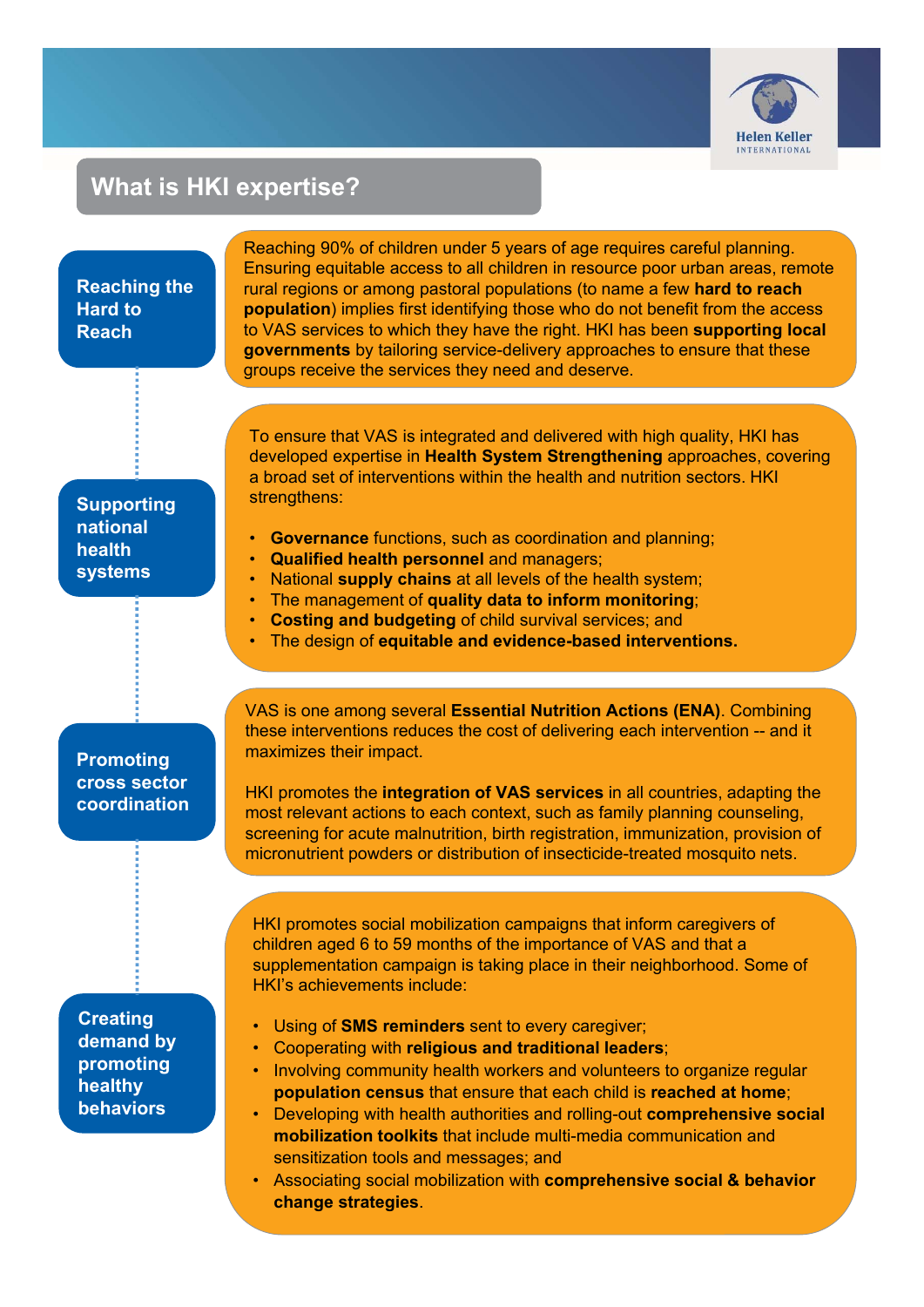## What is HKI expertise?

### Reaching the Hard to Reach

Reaching 90% of children under 5 years of age requires careful planning. Ensuring equitable access to all children in resource poor urban areas, remote rural regions or among pastoral populations (to name a few **hard to reach population**) implies first identifying those who do not benefit from the access to VAS services to which they have the right. HKI has been **supporting local governments** by tailoring service-delivery approaches to ensure that these groups receive the services they need and deserve.

### Supporting national health systems

To ensure that VAS is integrated and delivered with high quality, HKI has developed expertise in **Health System Strengthening** approaches, covering a broad set of interventions within the health and nutrition sectors. HKI strengthens:

- **Governance** functions, such as coordination and planning;
- **Qualified health personnel** and managers;
- National **supply chains** at all levels of the health system;
- The management of **quality data to inform monitoring**;
- **Costing and budgeting** of child survival services; and
- The design of **equitable and evidence-based interventions.**

### Promoting cross sector coordination

VAS is one among several **Essential Nutrition Actions (ENA)**. Combining these interventions reduces the cost of delivering each intervention -- and it maximizes their impact.

HKI promotes the **integration of VAS services** in all countries, adapting the most relevant actions to each context, such as family planning counseling, screening for acute malnutrition, birth registration, immunization, provision of micronutrient powders or distribution of insecticide-treated mosquito nets.

### Creating demand by promoting healthy behaviors

HKI promotes social mobilization campaigns that inform caregivers of children aged 6 to 59 months of the importance of VAS and that a supplementation campaign is taking place in their neighborhood. Some of HKI's achievements include:

- Using of **SMS reminders** sent to every caregiver;
- Cooperating with **religious and traditional leaders**;
- Involving community health workers and volunteers to organize regular **population census** that ensure that each child is **reached at home**;
- Developing with health authorities and rolling-out **comprehensive social mobilization toolkits** that include multi-media communication and sensitization tools and messages; and
- Associating social mobilization with **comprehensive social & behavior change strategies**.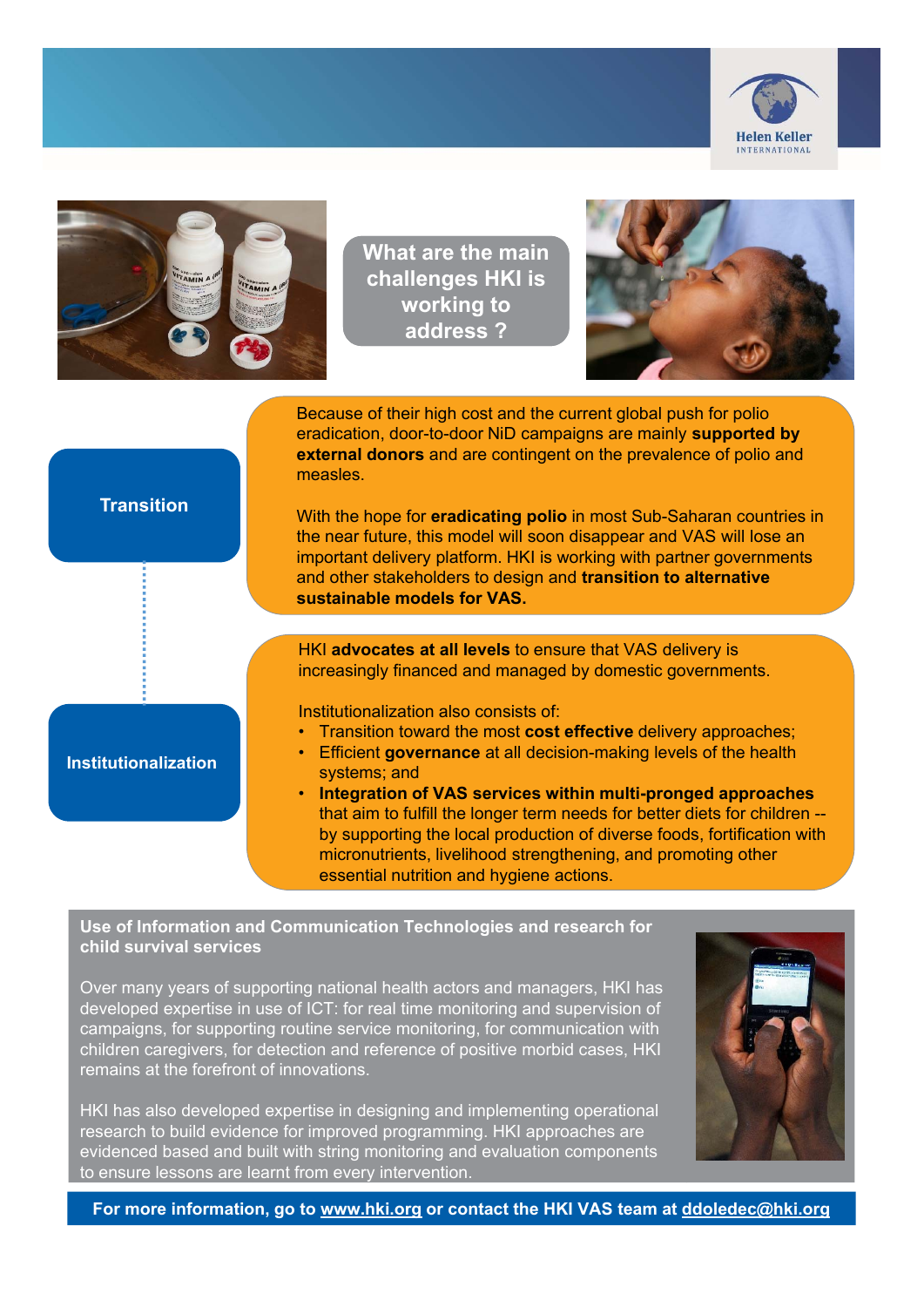## What are the main challenges HKI is working to address ?

### Transition

Because of their high cost and the current global push for polio eradication, door-to-door NiD campaigns are mainly **supported by external donors** and are contingent on the prevalence of polio and measles.

With the hope for **eradicating polio** in most Sub-Saharan countries in the near future, this model will soon disappear and VAS will lose an important delivery platform. HKI is working with partner governments and other stakeholders to design and **transition to alternative sustainable models for VAS.**

### Institutionalization

HKI **advocates at all levels** to ensure that VAS delivery is increasingly financed and managed by domestic governments.

Institutionalization also consists of:

- Transition toward the most **cost effective** delivery approaches;
- Efficient **governance** at all decision-making levels of the health systems; and
- **Integration of VAS services within multi-pronged approaches** that aim to fulfill the longer term needs for better diets for children -- by supporting the local production of diverse foods, fortification with micronutrients, livelihood strengthening, and promoting other essential nutrition and hygiene actions.

### Use of Information and Communication Technologies and research for child survival services

Over many years of supporting national health actors and managers, HKI has developed expertise in use of ICT: for real time monitoring and supervision of campaigns, for supporting routine service monitoring, for communication with children caregivers, for detection and reference of positive morbid cases, HKI remains at the forefront of innovations.

HKI has also developed expertise in designing and implementing operational research to build evidence for improved programming. HKI approaches are evidenced based and built with string monitoring and evaluation components to ensure lessons are learnt from every intervention.

**For more information, go to www.hki.org or contact the HKI VAS team at ddoledec@hki.org**